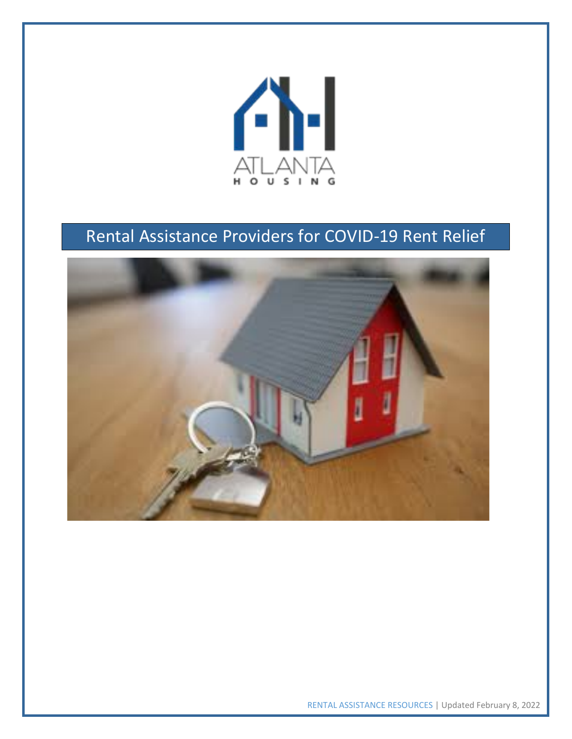ATLANTA HOUSING

# Rental Assistance Providers for COVID-19 Rent Relief

RENTAL ASSISTANCE RESOURCES | Updated February 8, 2022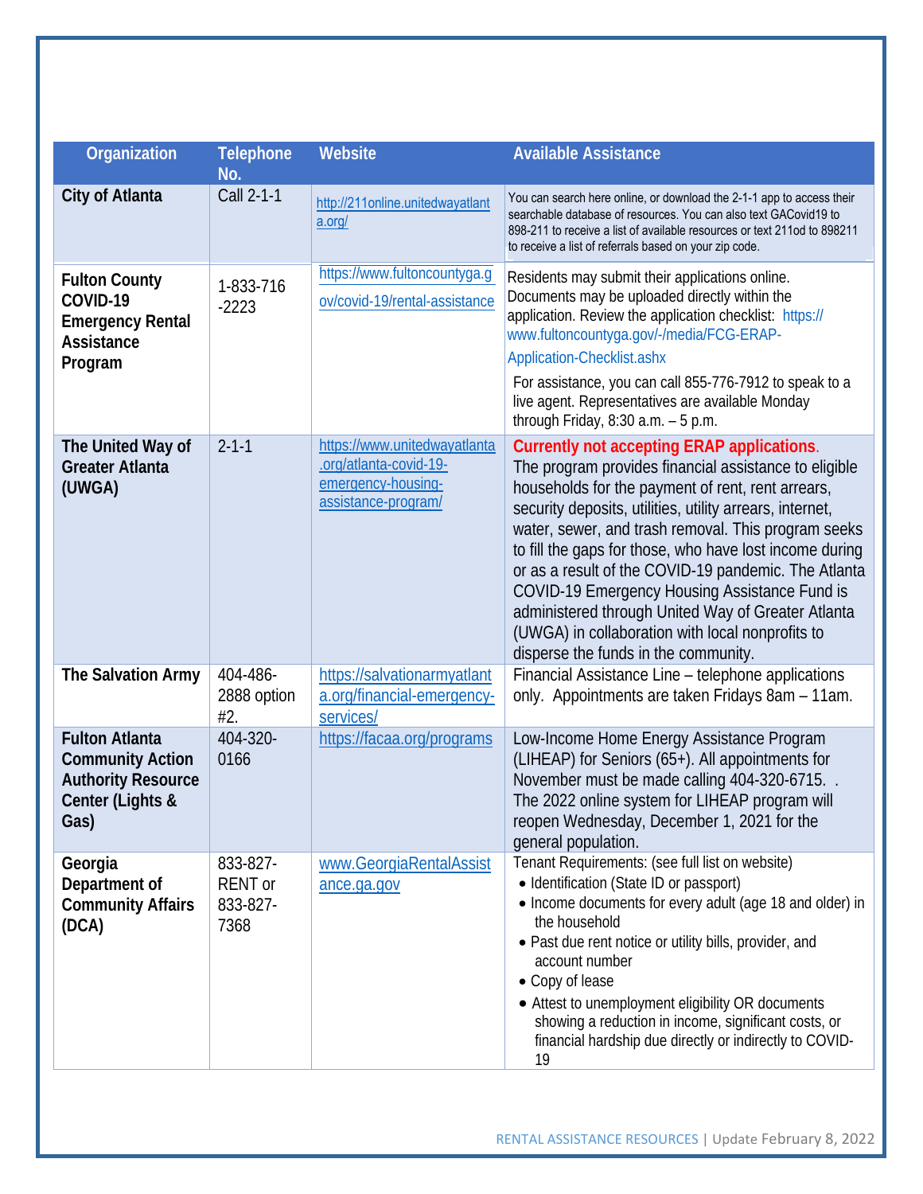| Organization | Telephone No. | Website | Available Assistance |
|---|---|---|---|
| **City of Atlanta** | Call 2-1-1 | http://211online.unitedwayatlanta.org/ | You can search here online, or download the 2-1-1 app to access their searchable database of resources. You can also text GACovid19 to 898-211 to receive a list of available resources or text 211od to 898211 to receive a list of referrals based on your zip code. |
| **Fulton County COVID-19 Emergency Rental Assistance Program** | 1-833-716-2223 | https://www.fultoncountyga.gov/covid-19/rental-assistance | Residents may submit their applications online. Documents may be uploaded directly within the application. Review the application checklist: https://www.fultoncountyga.gov/-/media/FCG-ERAP-Application-Checklist.ashx<br><br>For assistance, you can call 855-776-7912 to speak to a live agent. Representatives are available Monday through Friday, 8:30 a.m. – 5 p.m. |
| **The United Way of Greater Atlanta (UWGA)** | 2-1-1 | https://www.unitedwayatlanta.org/atlanta-covid-19-emergency-housing-assistance-program/ | **Currently not accepting ERAP applications**. The program provides financial assistance to eligible households for the payment of rent, rent arrears, security deposits, utilities, utility arrears, internet, water, sewer, and trash removal. This program seeks to fill the gaps for those, who have lost income during or as a result of the COVID-19 pandemic. The Atlanta COVID-19 Emergency Housing Assistance Fund is administered through United Way of Greater Atlanta (UWGA) in collaboration with local nonprofits to disperse the funds in the community. |
| **The Salvation Army** | 404-486-2888 option #2. | https://salvationarmyatlanta.org/financial-emergency-services/ | Financial Assistance Line – telephone applications only. Appointments are taken Fridays 8am – 11am. |
| **Fulton Atlanta Community Action Authority Resource Center (Lights & Gas)** | 404-320-0166 | https://facaa.org/programs | Low-Income Home Energy Assistance Program (LIHEAP) for Seniors (65+). All appointments for November must be made calling 404-320-6715. . The 2022 online system for LIHEAP program will reopen Wednesday, December 1, 2021 for the general population. |
| **Georgia Department of Community Affairs (DCA)** | 833-827-RENT or 833-827-7368 | www.GeorgiaRentalAssistance.ga.gov | Tenant Requirements: (see full list on website)<br>• Identification (State ID or passport)<br>• Income documents for every adult (age 18 and older) in the household<br>• Past due rent notice or utility bills, provider, and account number<br>• Copy of lease<br>• Attest to unemployment eligibility OR documents showing a reduction in income, significant costs, or financial hardship due directly or indirectly to COVID-19 |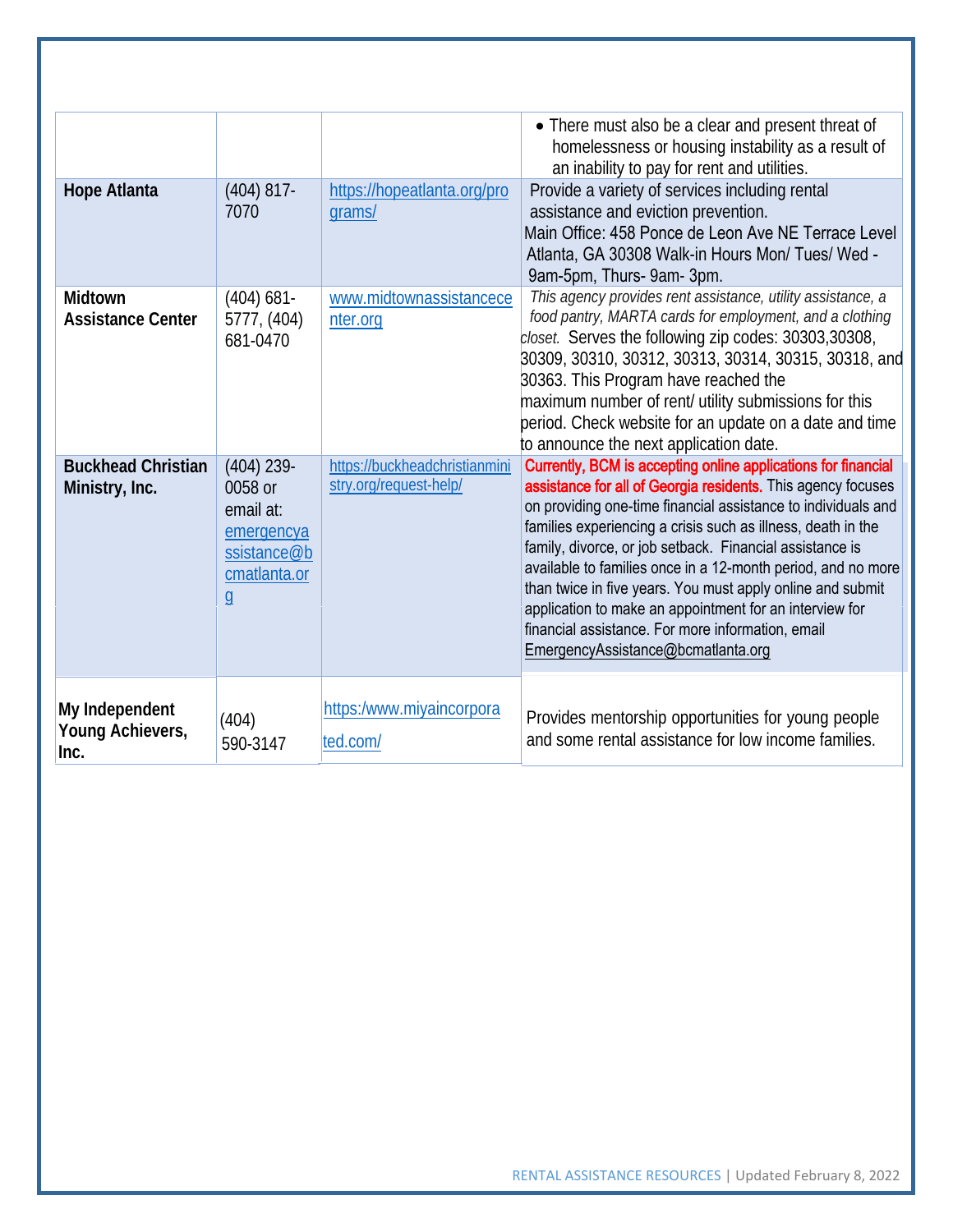| | | | |
|---|---|---|---|
| | | | • There must also be a clear and present threat of homelessness or housing instability as a result of an inability to pay for rent and utilities. |
| **Hope Atlanta** | (404) 817-7070 | https://hopeatlanta.org/programs/ | Provide a variety of services including rental assistance and eviction prevention. Main Office: 458 Ponce de Leon Ave NE Terrace Level Atlanta, GA 30308 Walk-in Hours Mon/ Tues/ Wed - 9am-5pm, Thurs- 9am- 3pm. |
| **Midtown Assistance Center** | (404) 681-5777, (404) 681-0470 | www.midtownassistancecenter.org | *This agency provides rent assistance, utility assistance, a food pantry, MARTA cards for employment, and a clothing closet.* Serves the following zip codes: 30303,30308, 30309, 30310, 30312, 30313, 30314, 30315, 30318, and 30363. This Program have reached the maximum number of rent/ utility submissions for this period. Check website for an update on a date and time to announce the next application date. |
| **Buckhead Christian Ministry, Inc.** | (404) 239-0058 or email at: emergencyassistance@bcmatlanta.org | https://buckheadchristianministry.org/request-help/ | **Currently, BCM is accepting online applications for financial assistance for all of Georgia residents.** This agency focuses on providing one-time financial assistance to individuals and families experiencing a crisis such as illness, death in the family, divorce, or job setback. Financial assistance is available to families once in a 12-month period, and no more than twice in five years. You must apply online and submit application to make an appointment for an interview for financial assistance. For more information, email EmergencyAssistance@bcmatlanta.org |
| **My Independent Young Achievers, Inc.** | (404) 590-3147 | https:/www.miyaincorporated.com/ | Provides mentorship opportunities for young people and some rental assistance for low income families. |